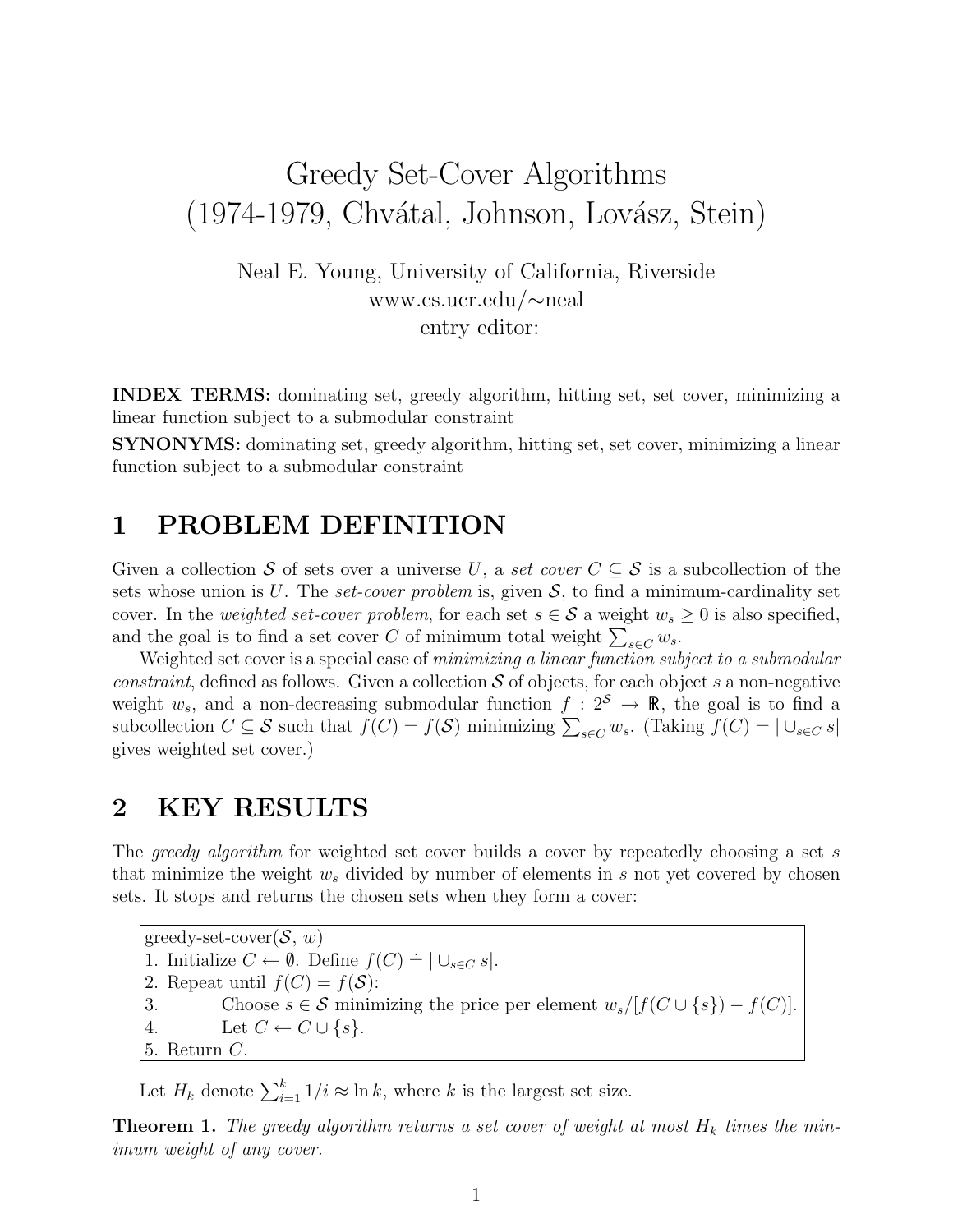# Greedy Set-Cover Algorithms (1974-1979, Chvátal, Johnson, Lovász, Stein)

Neal E. Young, University of California, Riverside
www.cs.ucr.edu/∼neal
entry editor:

**INDEX TERMS:** dominating set, greedy algorithm, hitting set, set cover, minimizing a linear function subject to a submodular constraint

**SYNONYMS:** dominating set, greedy algorithm, hitting set, set cover, minimizing a linear function subject to a submodular constraint

## 1 PROBLEM DEFINITION

Given a collection $\mathcal{S}$ of sets over a universe $U$, a *set cover* $C \subseteq \mathcal{S}$ is a subcollection of the sets whose union is $U$. The *set-cover problem* is, given $\mathcal{S}$, to find a minimum-cardinality set cover. In the *weighted set-cover problem*, for each set $s \in \mathcal{S}$ a weight $w_s \geq 0$ is also specified, and the goal is to find a set cover $C$ of minimum total weight $\sum_{s \in C} w_s$.

Weighted set cover is a special case of *minimizing a linear function subject to a submodular constraint*, defined as follows. Given a collection $\mathcal{S}$ of objects, for each object $s$ a non-negative weight $w_s$, and a non-decreasing submodular function $f : 2^{\mathcal{S}} \rightarrow \mathbb{R}$, the goal is to find a subcollection $C \subseteq \mathcal{S}$ such that $f(C) = f(\mathcal{S})$ minimizing $\sum_{s \in C} w_s$. (Taking $f(C) = |\cup_{s \in C} s|$ gives weighted set cover.)

## 2 KEY RESULTS

The *greedy algorithm* for weighted set cover builds a cover by repeatedly choosing a set $s$ that minimize the weight $w_s$ divided by number of elements in $s$ not yet covered by chosen sets. It stops and returns the chosen sets when they form a cover:

```
greedy-set-cover(S, w)
1. Initialize C ← ∅. Define f(C) ≐ |∪_{s∈C} s|.
2. Repeat until f(C) = f(S):
3.         Choose s ∈ S minimizing the price per element w_s/[f(C ∪ {s}) − f(C)].
4.         Let C ← C ∪ {s}.
5. Return C.
```

Let $H_k$ denote $\sum_{i=1}^{k} 1/i \approx \ln k$, where $k$ is the largest set size.

**Theorem 1.** *The greedy algorithm returns a set cover of weight at most $H_k$ times the minimum weight of any cover.*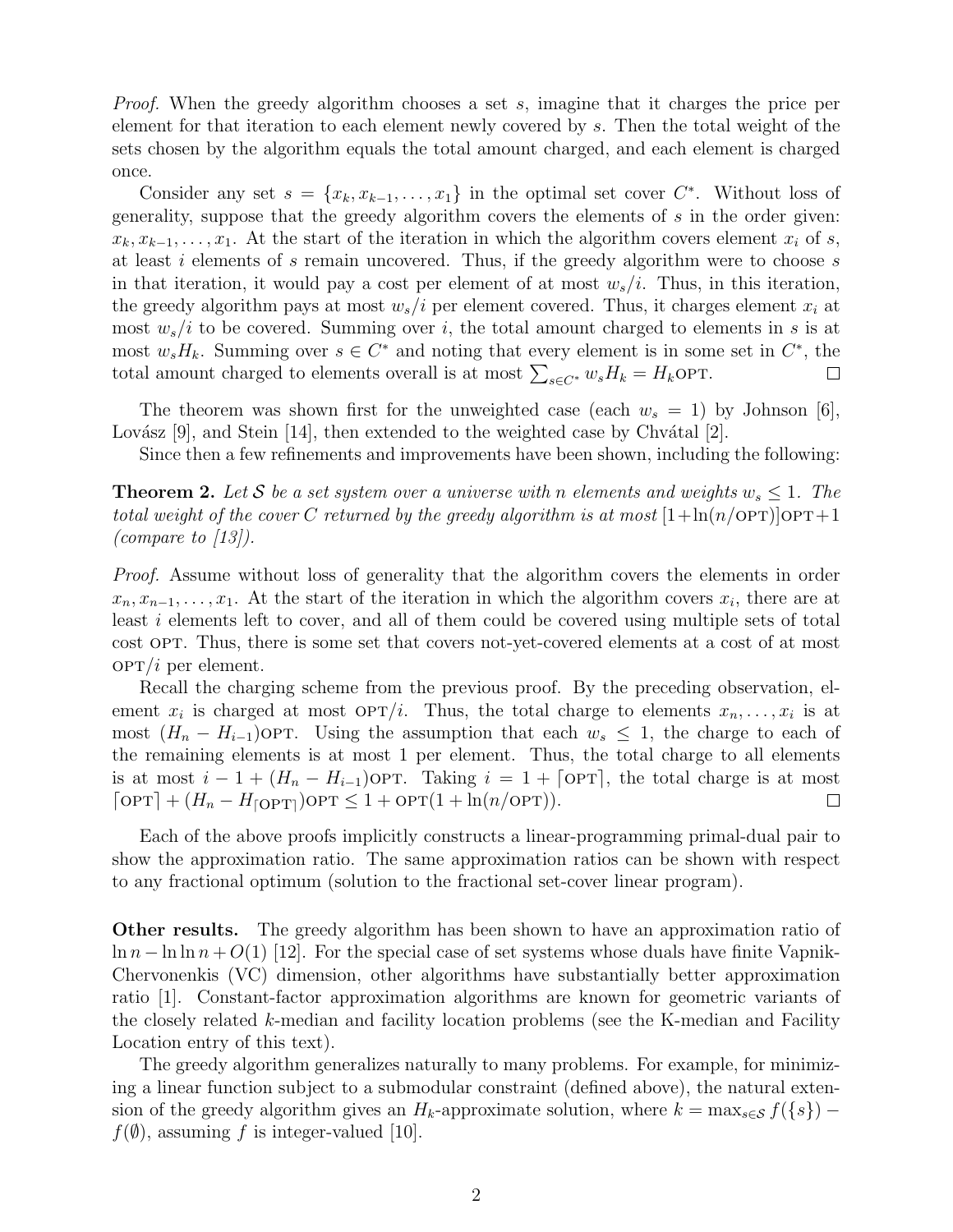*Proof.* When the greedy algorithm chooses a set $s$, imagine that it charges the price per element for that iteration to each element newly covered by $s$. Then the total weight of the sets chosen by the algorithm equals the total amount charged, and each element is charged once.

Consider any set $s = \{x_k, x_{k-1}, \ldots, x_1\}$ in the optimal set cover $C^*$. Without loss of generality, suppose that the greedy algorithm covers the elements of $s$ in the order given: $x_k, x_{k-1}, \ldots, x_1$. At the start of the iteration in which the algorithm covers element $x_i$ of $s$, at least $i$ elements of $s$ remain uncovered. Thus, if the greedy algorithm were to choose $s$ in that iteration, it would pay a cost per element of at most $w_s/i$. Thus, in this iteration, the greedy algorithm pays at most $w_s/i$ per element covered. Thus, it charges element $x_i$ at most $w_s/i$ to be covered. Summing over $i$, the total amount charged to elements in $s$ is at most $w_s H_k$. Summing over $s \in C^*$ and noting that every element is in some set in $C^*$, the total amount charged to elements overall is at most $\sum_{s \in C^*} w_s H_k = H_k \text{OPT}$. □

The theorem was shown first for the unweighted case (each $w_s = 1$) by Johnson [6], Lovász [9], and Stein [14], then extended to the weighted case by Chvátal [2].

Since then a few refinements and improvements have been shown, including the following:

**Theorem 2.** *Let $\mathcal{S}$ be a set system over a universe with $n$ elements and weights $w_s \leq 1$. The total weight of the cover $C$ returned by the greedy algorithm is at most $[1+\ln(n/\text{OPT})]\text{OPT}+1$ (compare to [13]).*

*Proof.* Assume without loss of generality that the algorithm covers the elements in order $x_n, x_{n-1}, \ldots, x_1$. At the start of the iteration in which the algorithm covers $x_i$, there are at least $i$ elements left to cover, and all of them could be covered using multiple sets of total cost OPT. Thus, there is some set that covers not-yet-covered elements at a cost of at most $\text{OPT}/i$ per element.

Recall the charging scheme from the previous proof. By the preceding observation, element $x_i$ is charged at most $\text{OPT}/i$. Thus, the total charge to elements $x_n, \ldots, x_i$ is at most $(H_n - H_{i-1})\text{OPT}$. Using the assumption that each $w_s \leq 1$, the charge to each of the remaining elements is at most 1 per element. Thus, the total charge to all elements is at most $i - 1 + (H_n - H_{i-1})\text{OPT}$. Taking $i = 1 + \lceil \text{OPT} \rceil$, the total charge is at most $\lceil \text{OPT} \rceil + (H_n - H_{\lceil \text{OPT} \rceil})\text{OPT} \leq 1 + \text{OPT}(1 + \ln(n/\text{OPT}))$. □

Each of the above proofs implicitly constructs a linear-programming primal-dual pair to show the approximation ratio. The same approximation ratios can be shown with respect to any fractional optimum (solution to the fractional set-cover linear program).

**Other results.** The greedy algorithm has been shown to have an approximation ratio of $\ln n - \ln \ln n + O(1)$ [12]. For the special case of set systems whose duals have finite Vapnik-Chervonenkis (VC) dimension, other algorithms have substantially better approximation ratio [1]. Constant-factor approximation algorithms are known for geometric variants of the closely related $k$-median and facility location problems (see the K-median and Facility Location entry of this text).

The greedy algorithm generalizes naturally to many problems. For example, for minimizing a linear function subject to a submodular constraint (defined above), the natural extension of the greedy algorithm gives an $H_k$-approximate solution, where $k = \max_{s \in \mathcal{S}} f(\{s\}) - f(\emptyset)$, assuming $f$ is integer-valued [10].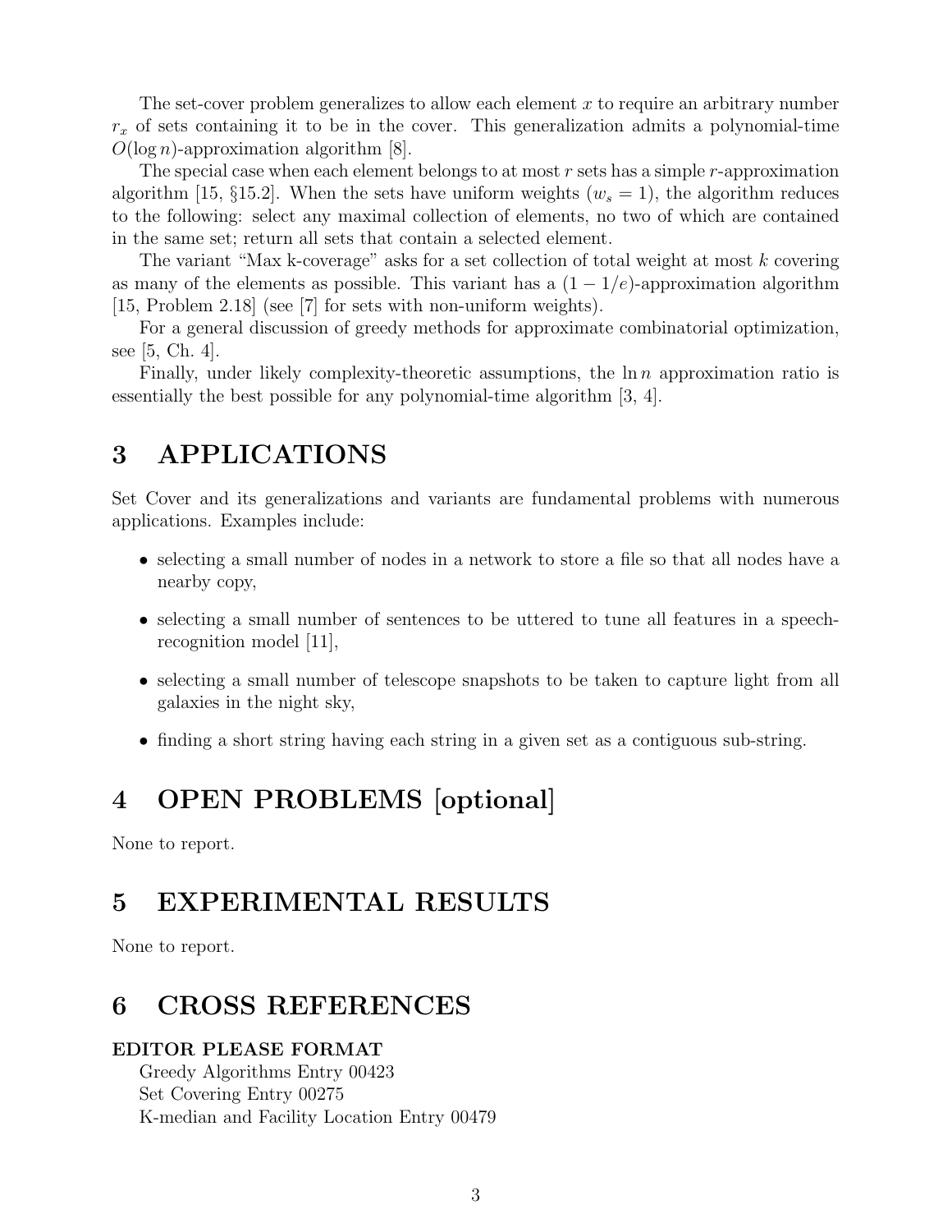The set-cover problem generalizes to allow each element $x$ to require an arbitrary number $r_x$ of sets containing it to be in the cover. This generalization admits a polynomial-time $O(\log n)$-approximation algorithm [8].

The special case when each element belongs to at most $r$ sets has a simple $r$-approximation algorithm [15, §15.2]. When the sets have uniform weights ($w_s = 1$), the algorithm reduces to the following: select any maximal collection of elements, no two of which are contained in the same set; return all sets that contain a selected element.

The variant "Max k-coverage" asks for a set collection of total weight at most $k$ covering as many of the elements as possible. This variant has a $(1 - 1/e)$-approximation algorithm [15, Problem 2.18] (see [7] for sets with non-uniform weights).

For a general discussion of greedy methods for approximate combinatorial optimization, see [5, Ch. 4].

Finally, under likely complexity-theoretic assumptions, the $\ln n$ approximation ratio is essentially the best possible for any polynomial-time algorithm [3, 4].

# 3 APPLICATIONS

Set Cover and its generalizations and variants are fundamental problems with numerous applications. Examples include:

- selecting a small number of nodes in a network to store a file so that all nodes have a nearby copy,
- selecting a small number of sentences to be uttered to tune all features in a speech-recognition model [11],
- selecting a small number of telescope snapshots to be taken to capture light from all galaxies in the night sky,
- finding a short string having each string in a given set as a contiguous sub-string.

# 4 OPEN PROBLEMS [optional]

None to report.

# 5 EXPERIMENTAL RESULTS

None to report.

# 6 CROSS REFERENCES

**EDITOR PLEASE FORMAT**

Greedy Algorithms Entry 00423
Set Covering Entry 00275
K-median and Facility Location Entry 00479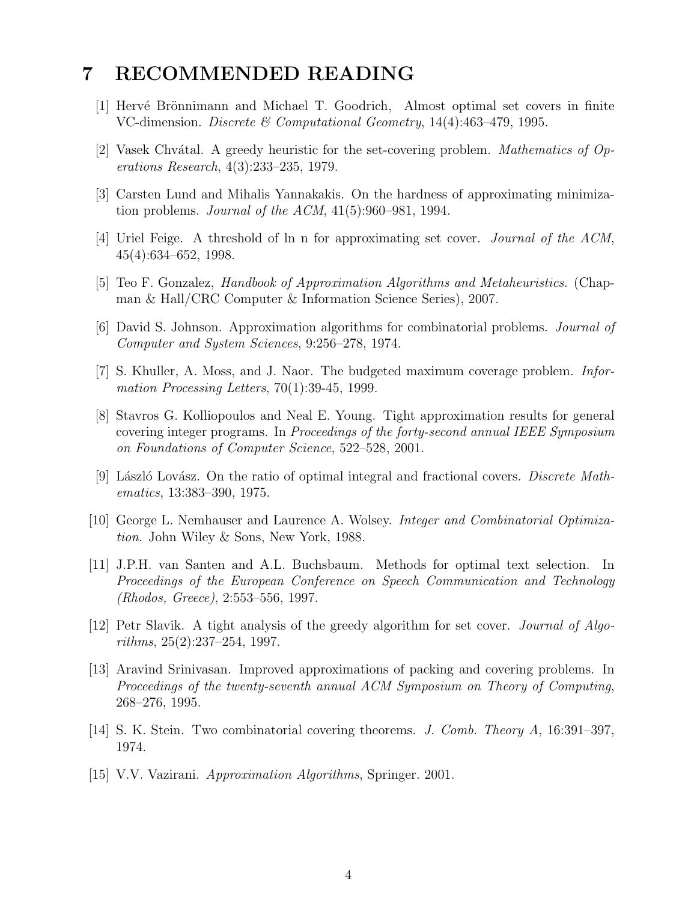## 7 RECOMMENDED READING

[1] Hervé Brönnimann and Michael T. Goodrich, Almost optimal set covers in finite VC-dimension. *Discrete & Computational Geometry*, 14(4):463–479, 1995.

[2] Vasek Chvátal. A greedy heuristic for the set-covering problem. *Mathematics of Operations Research*, 4(3):233–235, 1979.

[3] Carsten Lund and Mihalis Yannakakis. On the hardness of approximating minimization problems. *Journal of the ACM*, 41(5):960–981, 1994.

[4] Uriel Feige. A threshold of ln n for approximating set cover. *Journal of the ACM*, 45(4):634–652, 1998.

[5] Teo F. Gonzalez, *Handbook of Approximation Algorithms and Metaheuristics.* (Chapman & Hall/CRC Computer & Information Science Series), 2007.

[6] David S. Johnson. Approximation algorithms for combinatorial problems. *Journal of Computer and System Sciences*, 9:256–278, 1974.

[7] S. Khuller, A. Moss, and J. Naor. The budgeted maximum coverage problem. *Information Processing Letters*, 70(1):39-45, 1999.

[8] Stavros G. Kolliopoulos and Neal E. Young. Tight approximation results for general covering integer programs. In *Proceedings of the forty-second annual IEEE Symposium on Foundations of Computer Science*, 522–528, 2001.

[9] László Lovász. On the ratio of optimal integral and fractional covers. *Discrete Mathematics*, 13:383–390, 1975.

[10] George L. Nemhauser and Laurence A. Wolsey. *Integer and Combinatorial Optimization*. John Wiley & Sons, New York, 1988.

[11] J.P.H. van Santen and A.L. Buchsbaum. Methods for optimal text selection. In *Proceedings of the European Conference on Speech Communication and Technology (Rhodos, Greece)*, 2:553–556, 1997.

[12] Petr Slavik. A tight analysis of the greedy algorithm for set cover. *Journal of Algorithms*, 25(2):237–254, 1997.

[13] Aravind Srinivasan. Improved approximations of packing and covering problems. In *Proceedings of the twenty-seventh annual ACM Symposium on Theory of Computing*, 268–276, 1995.

[14] S. K. Stein. Two combinatorial covering theorems. *J. Comb. Theory A*, 16:391–397, 1974.

[15] V.V. Vazirani. *Approximation Algorithms*, Springer. 2001.